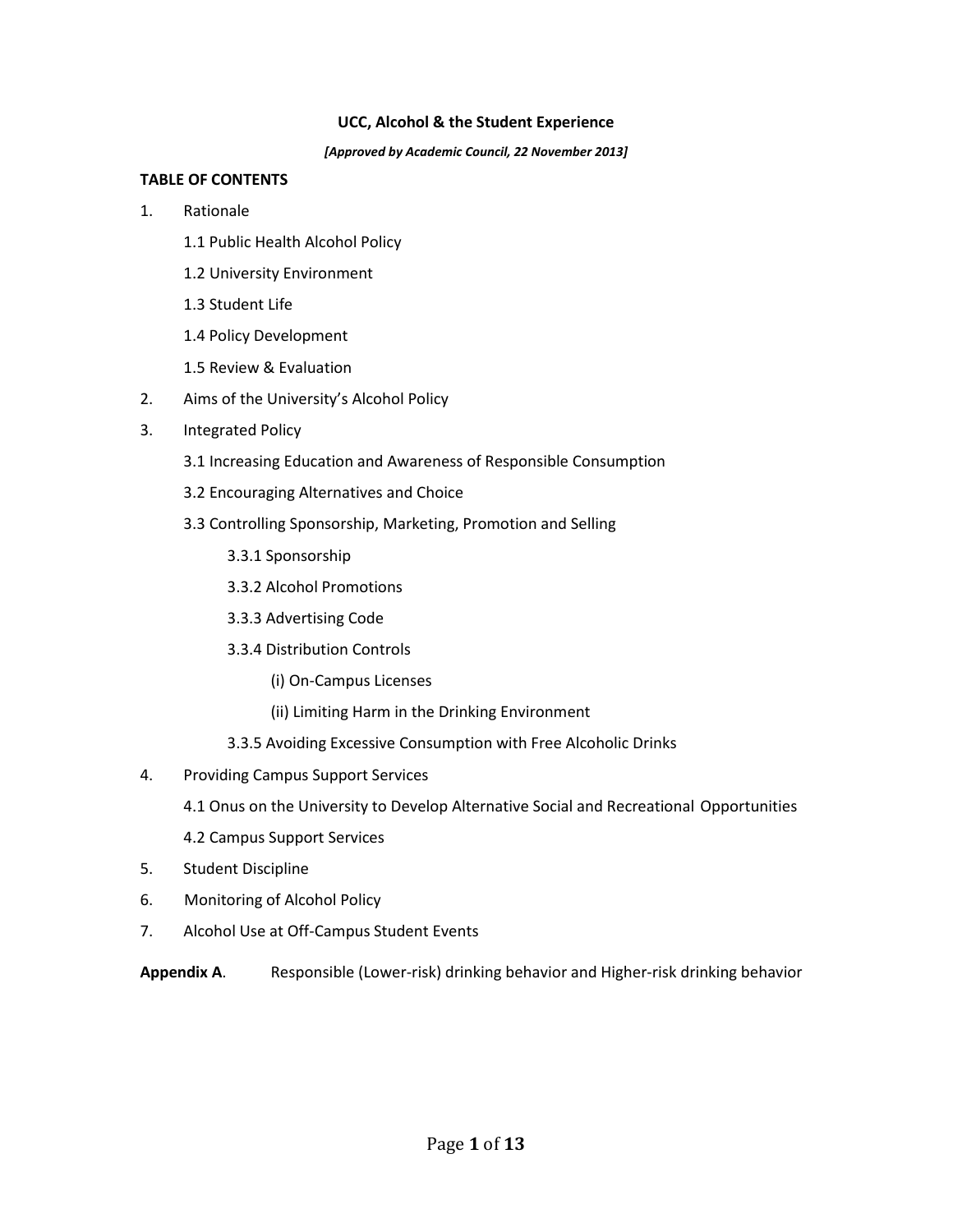# UCC, Alcohol & the Student Experience

***[Approved by Academic Council, 22 November 2013]***

**TABLE OF CONTENTS**

1. Rationale
    - 1.1 Public Health Alcohol Policy
    - 1.2 University Environment
    - 1.3 Student Life
    - 1.4 Policy Development
    - 1.5 Review & Evaluation
2. Aims of the University's Alcohol Policy
3. Integrated Policy
    - 3.1 Increasing Education and Awareness of Responsible Consumption
    - 3.2 Encouraging Alternatives and Choice
    - 3.3 Controlling Sponsorship, Marketing, Promotion and Selling
        - 3.3.1 Sponsorship
        - 3.3.2 Alcohol Promotions
        - 3.3.3 Advertising Code
        - 3.3.4 Distribution Controls
            - (i) On-Campus Licenses
            - (ii) Limiting Harm in the Drinking Environment
        - 3.3.5 Avoiding Excessive Consumption with Free Alcoholic Drinks
4. Providing Campus Support Services
    - 4.1 Onus on the University to Develop Alternative Social and Recreational Opportunities
    - 4.2 Campus Support Services
5. Student Discipline
6. Monitoring of Alcohol Policy
7. Alcohol Use at Off-Campus Student Events

**Appendix A**. Responsible (Lower-risk) drinking behavior and Higher-risk drinking behavior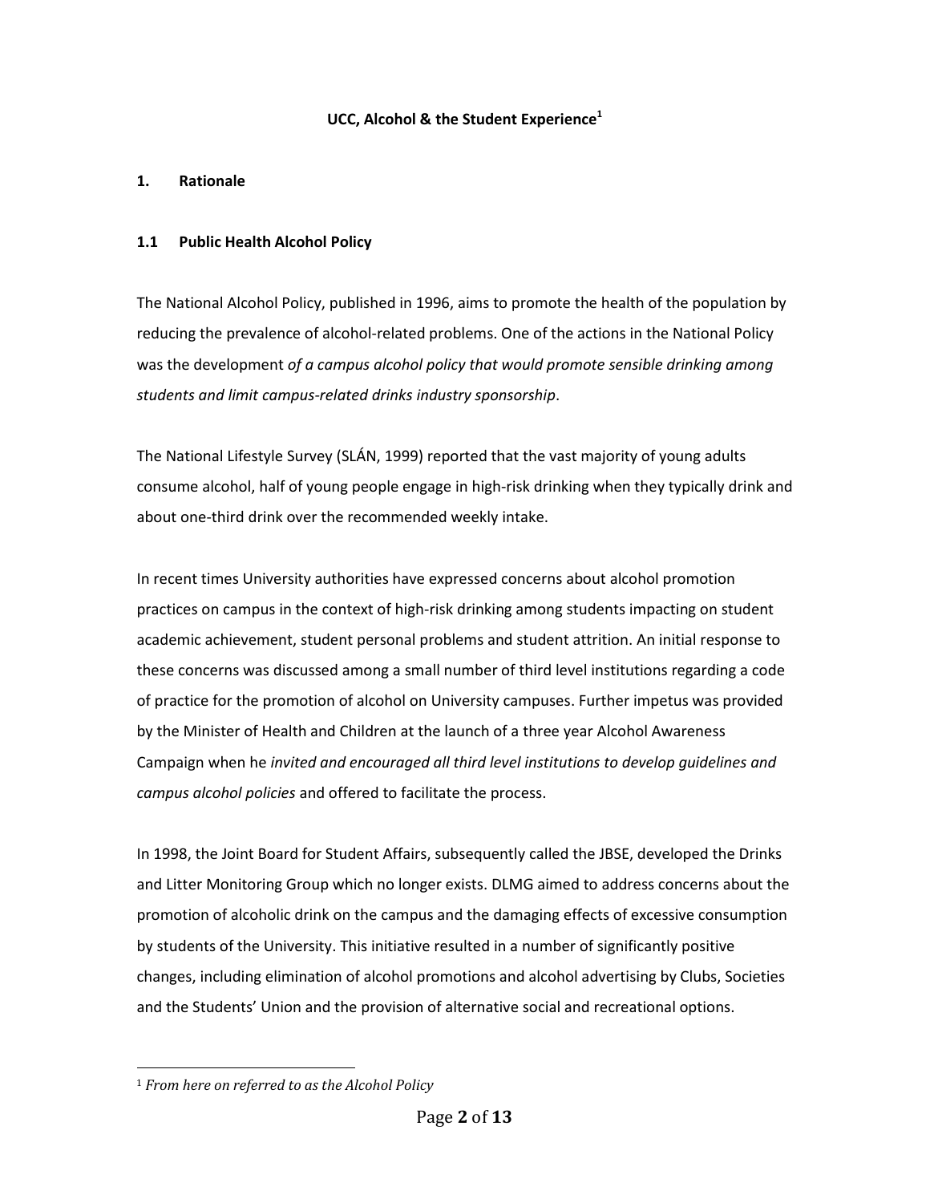# UCC, Alcohol & the Student Experience[1]

## 1. Rationale

### 1.1 Public Health Alcohol Policy

The National Alcohol Policy, published in 1996, aims to promote the health of the population by reducing the prevalence of alcohol-related problems. One of the actions in the National Policy was the development *of a campus alcohol policy that would promote sensible drinking among students and limit campus-related drinks industry sponsorship*.

The National Lifestyle Survey (SLÁN, 1999) reported that the vast majority of young adults consume alcohol, half of young people engage in high-risk drinking when they typically drink and about one-third drink over the recommended weekly intake.

In recent times University authorities have expressed concerns about alcohol promotion practices on campus in the context of high-risk drinking among students impacting on student academic achievement, student personal problems and student attrition. An initial response to these concerns was discussed among a small number of third level institutions regarding a code of practice for the promotion of alcohol on University campuses. Further impetus was provided by the Minister of Health and Children at the launch of a three year Alcohol Awareness Campaign when he *invited and encouraged all third level institutions to develop guidelines and campus alcohol policies* and offered to facilitate the process.

In 1998, the Joint Board for Student Affairs, subsequently called the JBSE, developed the Drinks and Litter Monitoring Group which no longer exists. DLMG aimed to address concerns about the promotion of alcoholic drink on the campus and the damaging effects of excessive consumption by students of the University. This initiative resulted in a number of significantly positive changes, including elimination of alcohol promotions and alcohol advertising by Clubs, Societies and the Students' Union and the provision of alternative social and recreational options.

---

[1] *From here on referred to as the Alcohol Policy*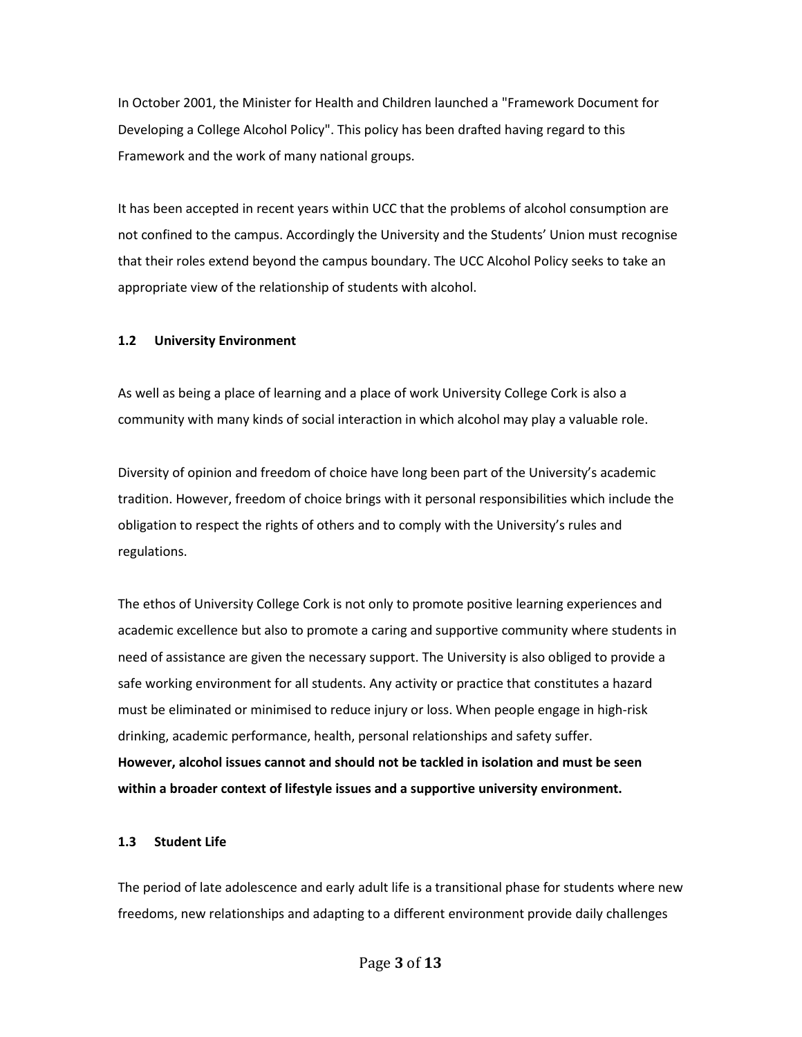In October 2001, the Minister for Health and Children launched a "Framework Document for Developing a College Alcohol Policy". This policy has been drafted having regard to this Framework and the work of many national groups.

It has been accepted in recent years within UCC that the problems of alcohol consumption are not confined to the campus. Accordingly the University and the Students' Union must recognise that their roles extend beyond the campus boundary. The UCC Alcohol Policy seeks to take an appropriate view of the relationship of students with alcohol.

### 1.2 University Environment

As well as being a place of learning and a place of work University College Cork is also a community with many kinds of social interaction in which alcohol may play a valuable role.

Diversity of opinion and freedom of choice have long been part of the University's academic tradition. However, freedom of choice brings with it personal responsibilities which include the obligation to respect the rights of others and to comply with the University's rules and regulations.

The ethos of University College Cork is not only to promote positive learning experiences and academic excellence but also to promote a caring and supportive community where students in need of assistance are given the necessary support. The University is also obliged to provide a safe working environment for all students. Any activity or practice that constitutes a hazard must be eliminated or minimised to reduce injury or loss. When people engage in high-risk drinking, academic performance, health, personal relationships and safety suffer. **However, alcohol issues cannot and should not be tackled in isolation and must be seen within a broader context of lifestyle issues and a supportive university environment.**

### 1.3 Student Life

The period of late adolescence and early adult life is a transitional phase for students where new freedoms, new relationships and adapting to a different environment provide daily challenges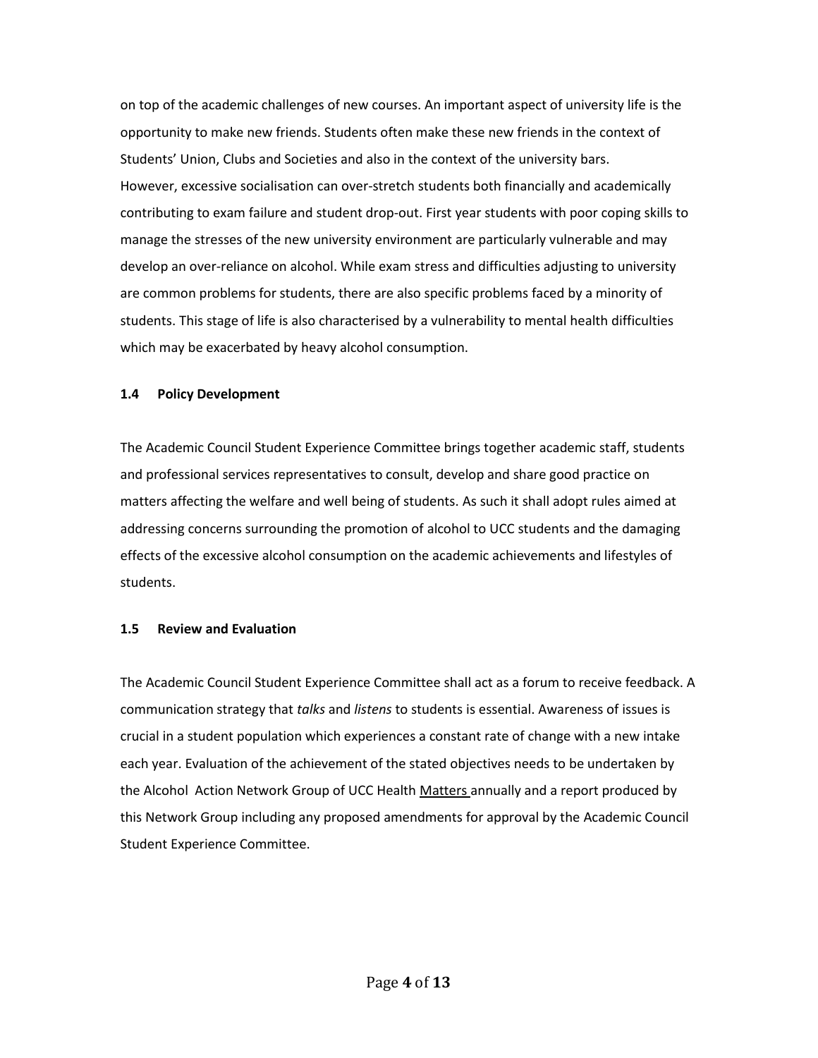on top of the academic challenges of new courses. An important aspect of university life is the opportunity to make new friends. Students often make these new friends in the context of Students' Union, Clubs and Societies and also in the context of the university bars.
However, excessive socialisation can over-stretch students both financially and academically contributing to exam failure and student drop-out. First year students with poor coping skills to manage the stresses of the new university environment are particularly vulnerable and may develop an over-reliance on alcohol. While exam stress and difficulties adjusting to university are common problems for students, there are also specific problems faced by a minority of students. This stage of life is also characterised by a vulnerability to mental health difficulties which may be exacerbated by heavy alcohol consumption.

### 1.4 Policy Development

The Academic Council Student Experience Committee brings together academic staff, students and professional services representatives to consult, develop and share good practice on matters affecting the welfare and well being of students. As such it shall adopt rules aimed at addressing concerns surrounding the promotion of alcohol to UCC students and the damaging effects of the excessive alcohol consumption on the academic achievements and lifestyles of students.

### 1.5 Review and Evaluation

The Academic Council Student Experience Committee shall act as a forum to receive feedback. A communication strategy that *talks* and *listens* to students is essential. Awareness of issues is crucial in a student population which experiences a constant rate of change with a new intake each year. Evaluation of the achievement of the stated objectives needs to be undertaken by the Alcohol Action Network Group of UCC Health Matters annually and a report produced by this Network Group including any proposed amendments for approval by the Academic Council Student Experience Committee.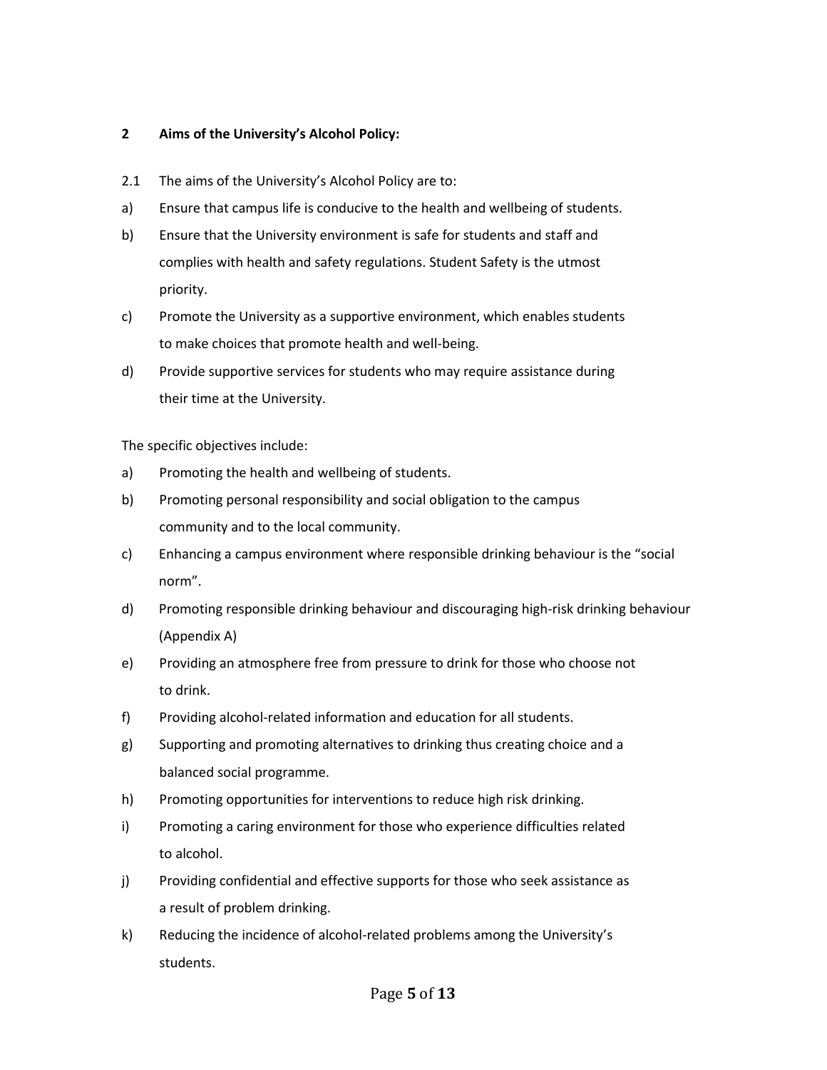## 2 Aims of the University's Alcohol Policy:

2.1 The aims of the University's Alcohol Policy are to:

a) Ensure that campus life is conducive to the health and wellbeing of students.

b) Ensure that the University environment is safe for students and staff and complies with health and safety regulations. Student Safety is the utmost priority.

c) Promote the University as a supportive environment, which enables students to make choices that promote health and well-being.

d) Provide supportive services for students who may require assistance during their time at the University.

The specific objectives include:

a) Promoting the health and wellbeing of students.

b) Promoting personal responsibility and social obligation to the campus community and to the local community.

c) Enhancing a campus environment where responsible drinking behaviour is the "social norm".

d) Promoting responsible drinking behaviour and discouraging high-risk drinking behaviour (Appendix A)

e) Providing an atmosphere free from pressure to drink for those who choose not to drink.

f) Providing alcohol-related information and education for all students.

g) Supporting and promoting alternatives to drinking thus creating choice and a balanced social programme.

h) Promoting opportunities for interventions to reduce high risk drinking.

i) Promoting a caring environment for those who experience difficulties related to alcohol.

j) Providing confidential and effective supports for those who seek assistance as a result of problem drinking.

k) Reducing the incidence of alcohol-related problems among the University's students.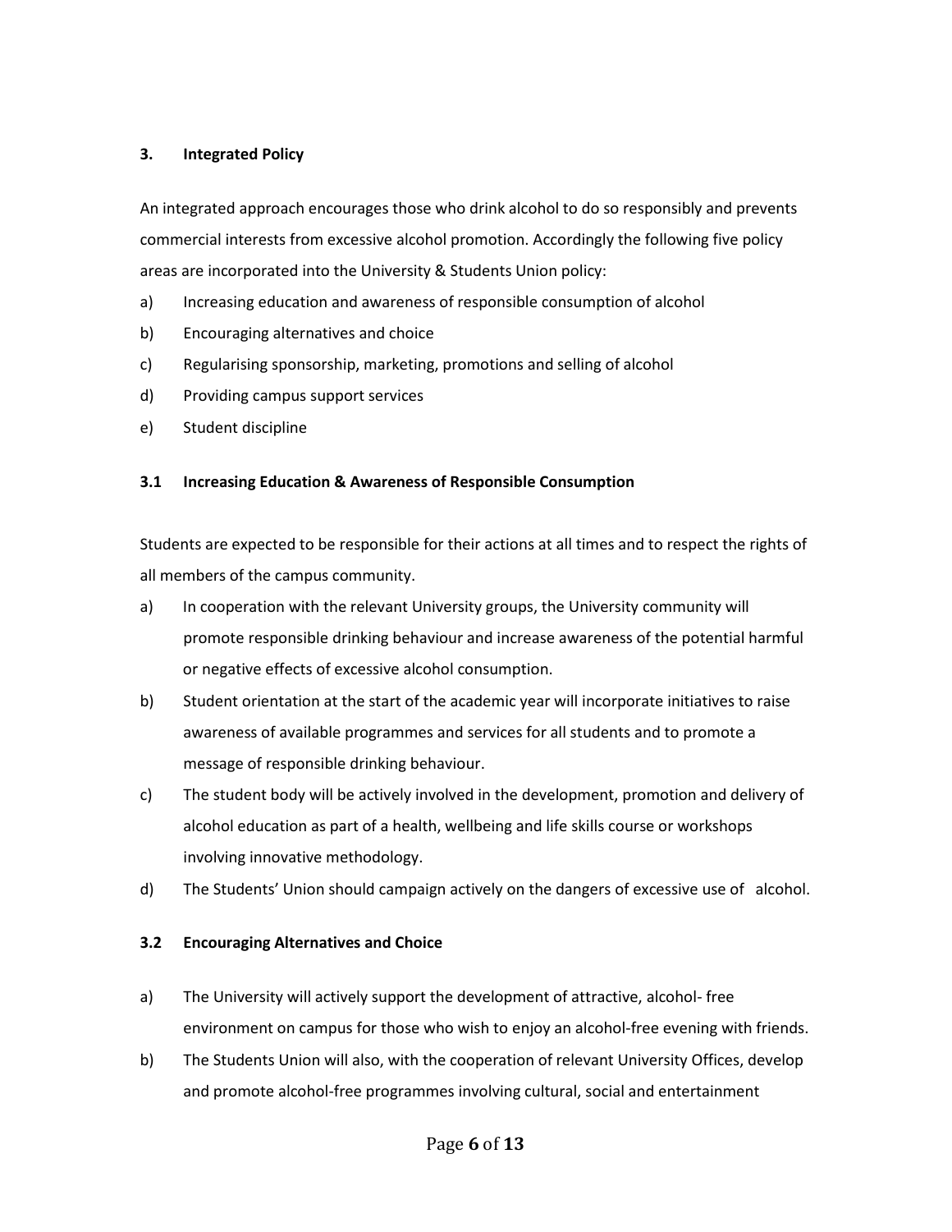## 3. Integrated Policy

An integrated approach encourages those who drink alcohol to do so responsibly and prevents commercial interests from excessive alcohol promotion. Accordingly the following five policy areas are incorporated into the University & Students Union policy:

a) Increasing education and awareness of responsible consumption of alcohol

b) Encouraging alternatives and choice

c) Regularising sponsorship, marketing, promotions and selling of alcohol

d) Providing campus support services

e) Student discipline

### 3.1 Increasing Education & Awareness of Responsible Consumption

Students are expected to be responsible for their actions at all times and to respect the rights of all members of the campus community.

a) In cooperation with the relevant University groups, the University community will promote responsible drinking behaviour and increase awareness of the potential harmful or negative effects of excessive alcohol consumption.

b) Student orientation at the start of the academic year will incorporate initiatives to raise awareness of available programmes and services for all students and to promote a message of responsible drinking behaviour.

c) The student body will be actively involved in the development, promotion and delivery of alcohol education as part of a health, wellbeing and life skills course or workshops involving innovative methodology.

d) The Students' Union should campaign actively on the dangers of excessive use of alcohol.

### 3.2 Encouraging Alternatives and Choice

a) The University will actively support the development of attractive, alcohol- free environment on campus for those who wish to enjoy an alcohol-free evening with friends.

b) The Students Union will also, with the cooperation of relevant University Offices, develop and promote alcohol-free programmes involving cultural, social and entertainment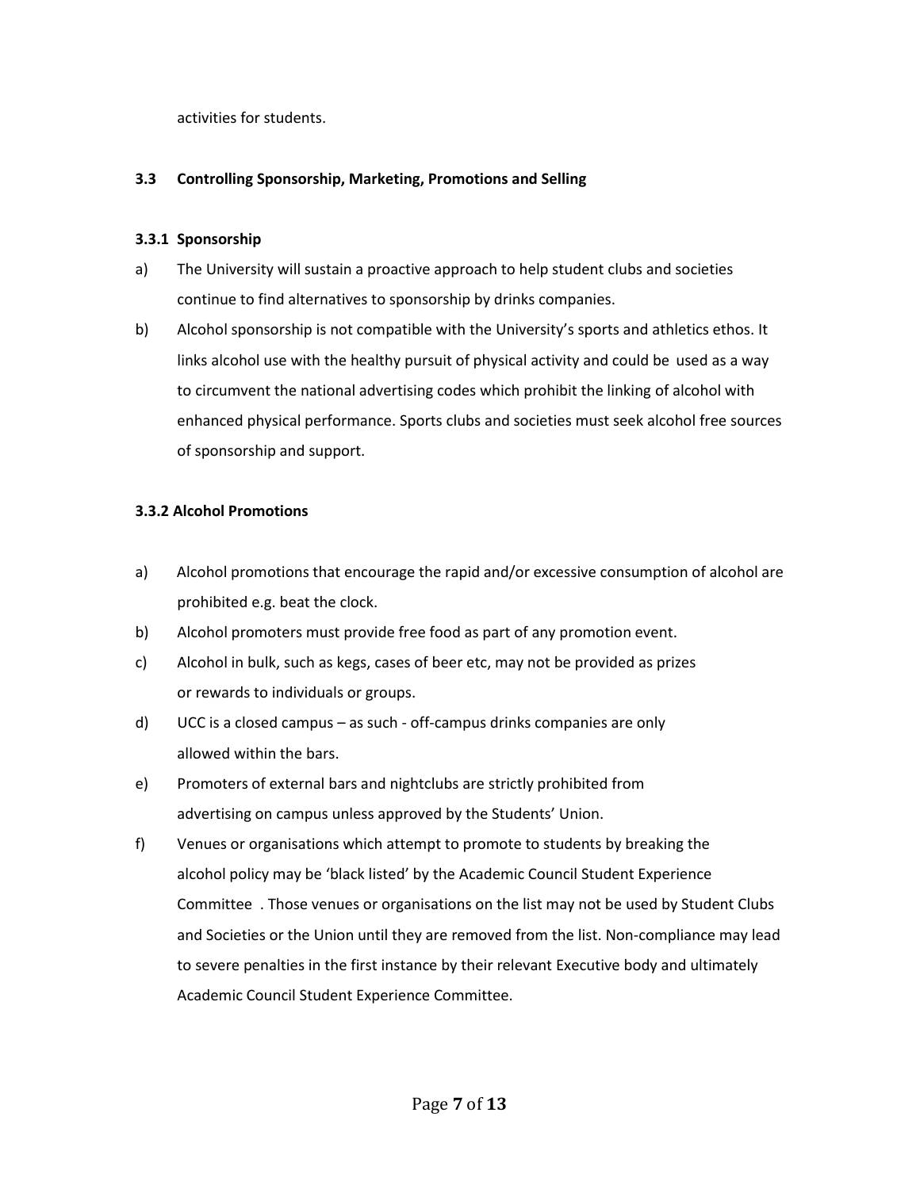activities for students.

### 3.3 Controlling Sponsorship, Marketing, Promotions and Selling

#### 3.3.1 Sponsorship

a) The University will sustain a proactive approach to help student clubs and societies continue to find alternatives to sponsorship by drinks companies.

b) Alcohol sponsorship is not compatible with the University's sports and athletics ethos. It links alcohol use with the healthy pursuit of physical activity and could be used as a way to circumvent the national advertising codes which prohibit the linking of alcohol with enhanced physical performance. Sports clubs and societies must seek alcohol free sources of sponsorship and support.

#### 3.3.2 Alcohol Promotions

a) Alcohol promotions that encourage the rapid and/or excessive consumption of alcohol are prohibited e.g. beat the clock.

b) Alcohol promoters must provide free food as part of any promotion event.

c) Alcohol in bulk, such as kegs, cases of beer etc, may not be provided as prizes or rewards to individuals or groups.

d) UCC is a closed campus – as such - off-campus drinks companies are only allowed within the bars.

e) Promoters of external bars and nightclubs are strictly prohibited from advertising on campus unless approved by the Students' Union.

f) Venues or organisations which attempt to promote to students by breaking the alcohol policy may be 'black listed' by the Academic Council Student Experience Committee . Those venues or organisations on the list may not be used by Student Clubs and Societies or the Union until they are removed from the list. Non-compliance may lead to severe penalties in the first instance by their relevant Executive body and ultimately Academic Council Student Experience Committee.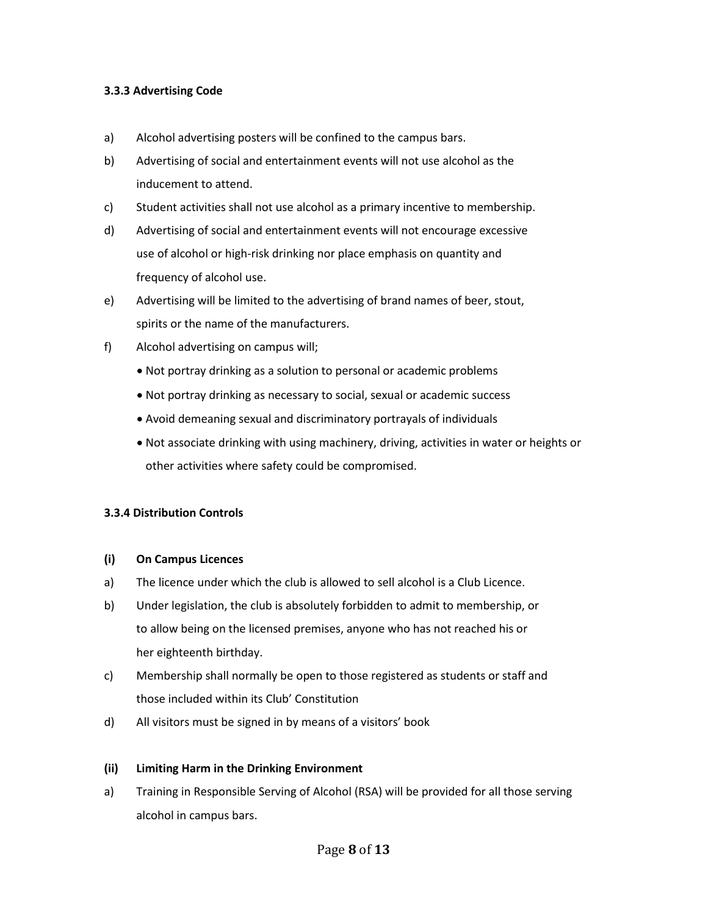### 3.3.3 Advertising Code

a) Alcohol advertising posters will be confined to the campus bars.

b) Advertising of social and entertainment events will not use alcohol as the inducement to attend.

c) Student activities shall not use alcohol as a primary incentive to membership.

d) Advertising of social and entertainment events will not encourage excessive use of alcohol or high-risk drinking nor place emphasis on quantity and frequency of alcohol use.

e) Advertising will be limited to the advertising of brand names of beer, stout, spirits or the name of the manufacturers.

f) Alcohol advertising on campus will;

- Not portray drinking as a solution to personal or academic problems
- Not portray drinking as necessary to social, sexual or academic success
- Avoid demeaning sexual and discriminatory portrayals of individuals
- Not associate drinking with using machinery, driving, activities in water or heights or other activities where safety could be compromised.

### 3.3.4 Distribution Controls

**(i) On Campus Licences**

a) The licence under which the club is allowed to sell alcohol is a Club Licence.

b) Under legislation, the club is absolutely forbidden to admit to membership, or to allow being on the licensed premises, anyone who has not reached his or her eighteenth birthday.

c) Membership shall normally be open to those registered as students or staff and those included within its Club' Constitution

d) All visitors must be signed in by means of a visitors' book

**(ii) Limiting Harm in the Drinking Environment**

a) Training in Responsible Serving of Alcohol (RSA) will be provided for all those serving alcohol in campus bars.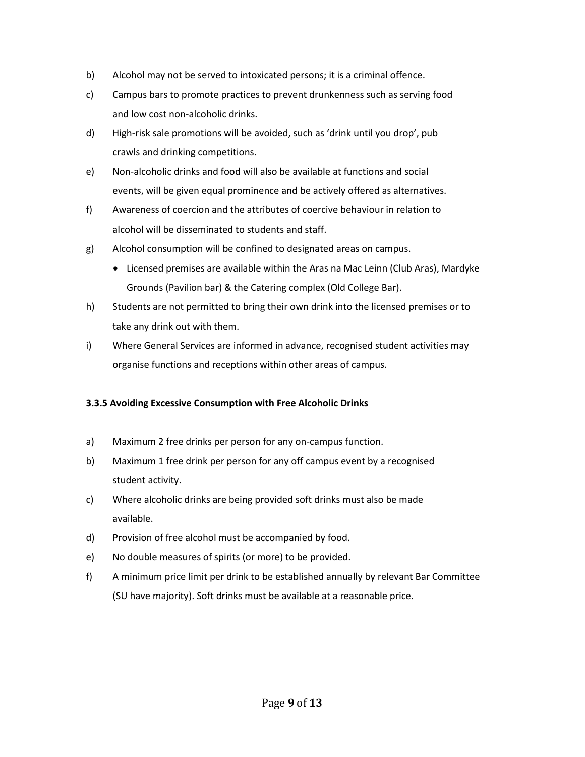b) Alcohol may not be served to intoxicated persons; it is a criminal offence.

c) Campus bars to promote practices to prevent drunkenness such as serving food and low cost non-alcoholic drinks.

d) High-risk sale promotions will be avoided, such as 'drink until you drop', pub crawls and drinking competitions.

e) Non-alcoholic drinks and food will also be available at functions and social events, will be given equal prominence and be actively offered as alternatives.

f) Awareness of coercion and the attributes of coercive behaviour in relation to alcohol will be disseminated to students and staff.

g) Alcohol consumption will be confined to designated areas on campus.

- Licensed premises are available within the Aras na Mac Leinn (Club Aras), Mardyke Grounds (Pavilion bar) & the Catering complex (Old College Bar).

h) Students are not permitted to bring their own drink into the licensed premises or to take any drink out with them.

i) Where General Services are informed in advance, recognised student activities may organise functions and receptions within other areas of campus.

**3.3.5 Avoiding Excessive Consumption with Free Alcoholic Drinks**

a) Maximum 2 free drinks per person for any on-campus function.

b) Maximum 1 free drink per person for any off campus event by a recognised student activity.

c) Where alcoholic drinks are being provided soft drinks must also be made available.

d) Provision of free alcohol must be accompanied by food.

e) No double measures of spirits (or more) to be provided.

f) A minimum price limit per drink to be established annually by relevant Bar Committee (SU have majority). Soft drinks must be available at a reasonable price.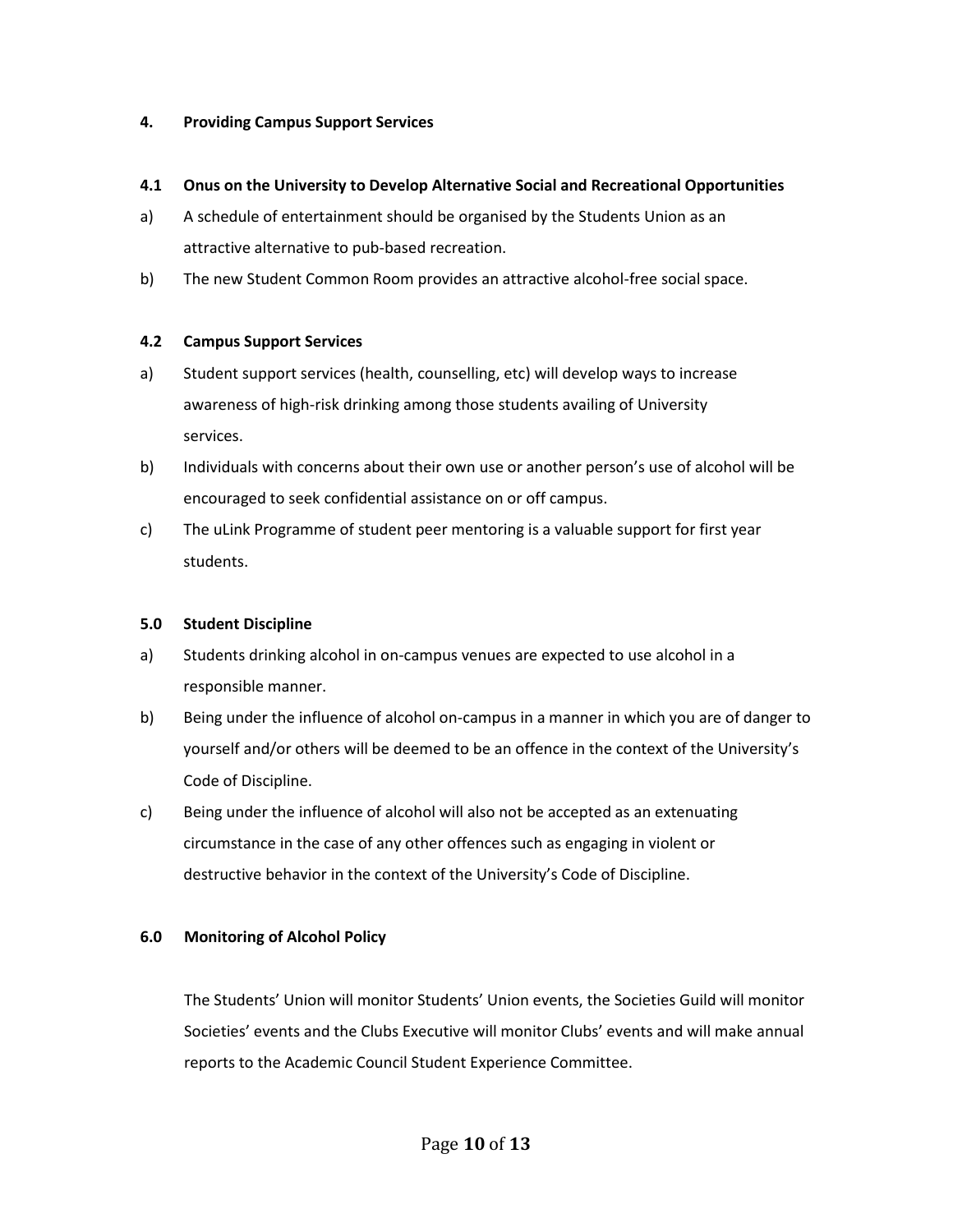## 4. Providing Campus Support Services

### 4.1 Onus on the University to Develop Alternative Social and Recreational Opportunities

a) A schedule of entertainment should be organised by the Students Union as an attractive alternative to pub-based recreation.

b) The new Student Common Room provides an attractive alcohol-free social space.

### 4.2 Campus Support Services

a) Student support services (health, counselling, etc) will develop ways to increase awareness of high-risk drinking among those students availing of University services.

b) Individuals with concerns about their own use or another person's use of alcohol will be encouraged to seek confidential assistance on or off campus.

c) The uLink Programme of student peer mentoring is a valuable support for first year students.

## 5.0 Student Discipline

a) Students drinking alcohol in on-campus venues are expected to use alcohol in a responsible manner.

b) Being under the influence of alcohol on-campus in a manner in which you are of danger to yourself and/or others will be deemed to be an offence in the context of the University's Code of Discipline.

c) Being under the influence of alcohol will also not be accepted as an extenuating circumstance in the case of any other offences such as engaging in violent or destructive behavior in the context of the University's Code of Discipline.

## 6.0 Monitoring of Alcohol Policy

The Students' Union will monitor Students' Union events, the Societies Guild will monitor Societies' events and the Clubs Executive will monitor Clubs' events and will make annual reports to the Academic Council Student Experience Committee.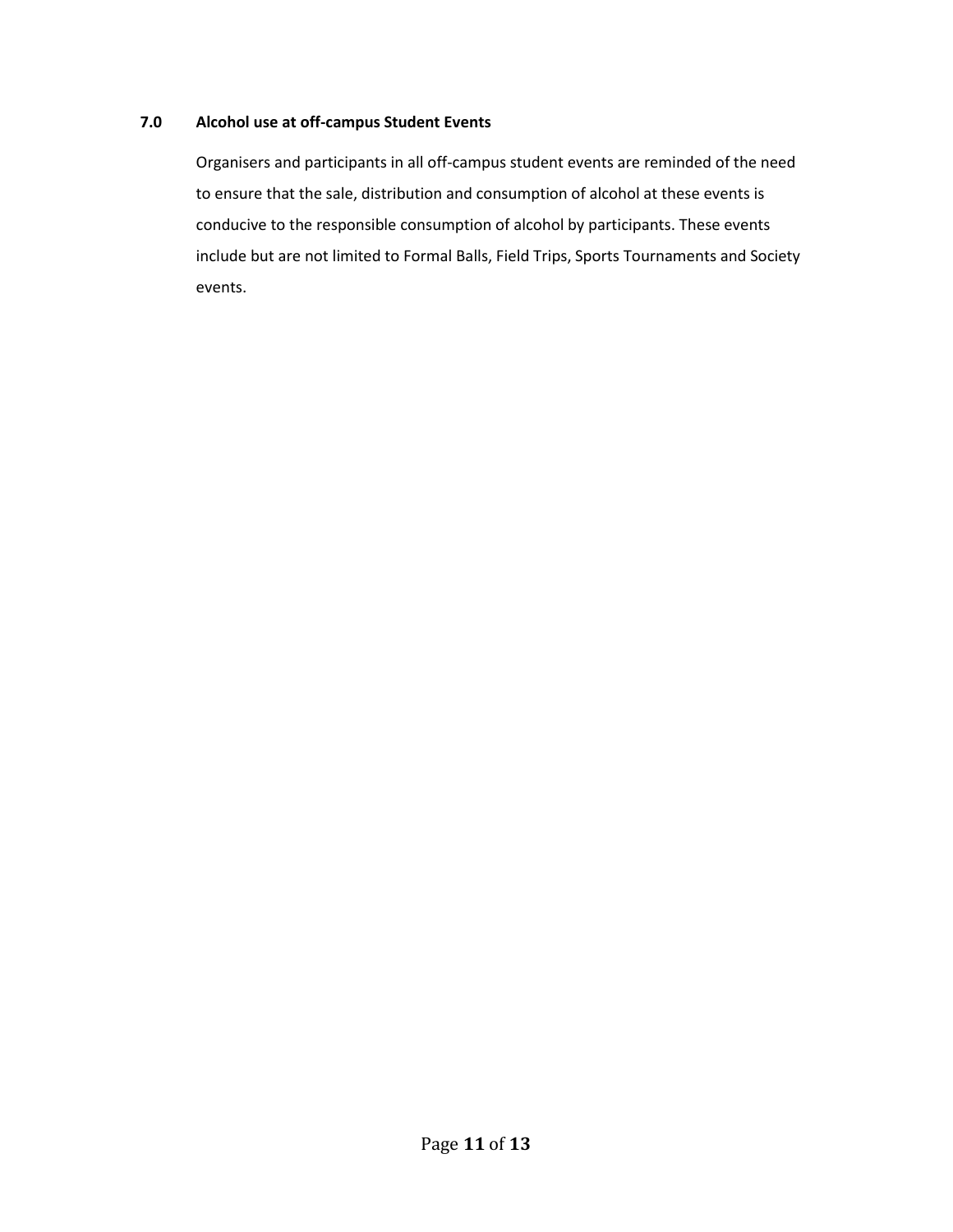## 7.0 Alcohol use at off-campus Student Events

Organisers and participants in all off-campus student events are reminded of the need to ensure that the sale, distribution and consumption of alcohol at these events is conducive to the responsible consumption of alcohol by participants. These events include but are not limited to Formal Balls, Field Trips, Sports Tournaments and Society events.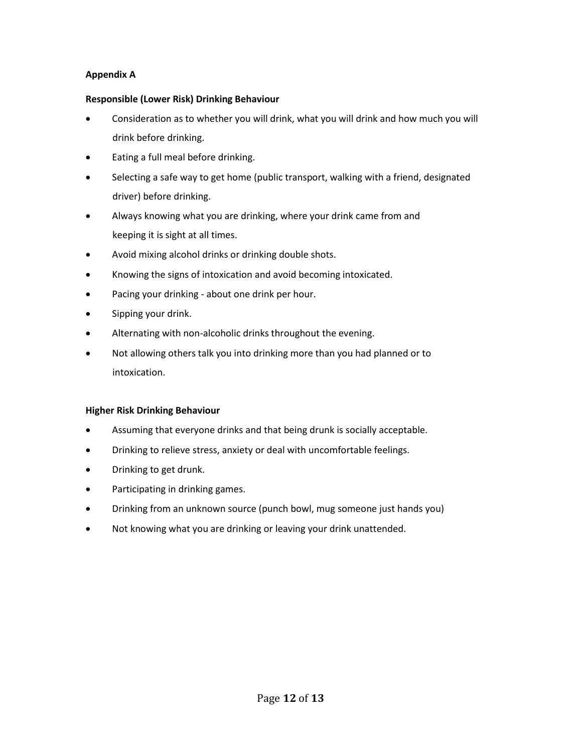**Appendix A**

**Responsible (Lower Risk) Drinking Behaviour**

- Consideration as to whether you will drink, what you will drink and how much you will drink before drinking.
- Eating a full meal before drinking.
- Selecting a safe way to get home (public transport, walking with a friend, designated driver) before drinking.
- Always knowing what you are drinking, where your drink came from and keeping it is sight at all times.
- Avoid mixing alcohol drinks or drinking double shots.
- Knowing the signs of intoxication and avoid becoming intoxicated.
- Pacing your drinking - about one drink per hour.
- Sipping your drink.
- Alternating with non-alcoholic drinks throughout the evening.
- Not allowing others talk you into drinking more than you had planned or to intoxication.

**Higher Risk Drinking Behaviour**

- Assuming that everyone drinks and that being drunk is socially acceptable.
- Drinking to relieve stress, anxiety or deal with uncomfortable feelings.
- Drinking to get drunk.
- Participating in drinking games.
- Drinking from an unknown source (punch bowl, mug someone just hands you)
- Not knowing what you are drinking or leaving your drink unattended.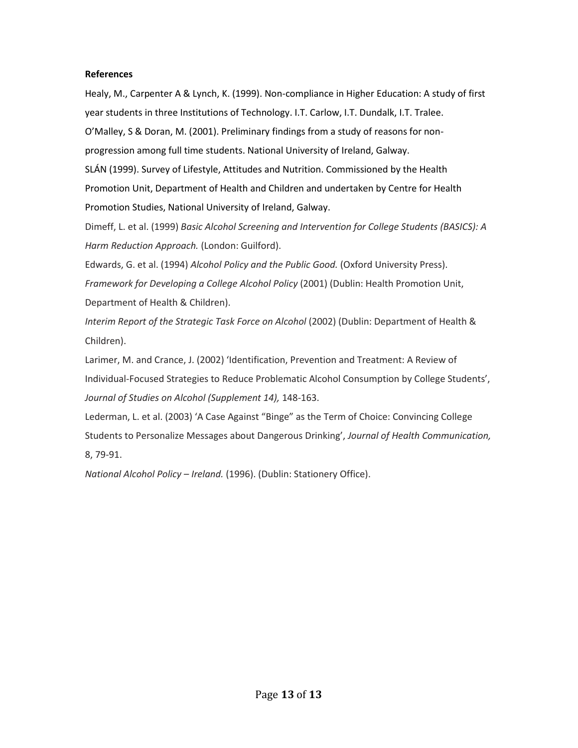**References**

Healy, M., Carpenter A & Lynch, K. (1999). Non-compliance in Higher Education: A study of first year students in three Institutions of Technology. I.T. Carlow, I.T. Dundalk, I.T. Tralee.

O'Malley, S & Doran, M. (2001). Preliminary findings from a study of reasons for non-progression among full time students. National University of Ireland, Galway.

SLÁN (1999). Survey of Lifestyle, Attitudes and Nutrition. Commissioned by the Health Promotion Unit, Department of Health and Children and undertaken by Centre for Health Promotion Studies, National University of Ireland, Galway.

Dimeff, L. et al. (1999) *Basic Alcohol Screening and Intervention for College Students (BASICS): A Harm Reduction Approach.* (London: Guilford).

Edwards, G. et al. (1994) *Alcohol Policy and the Public Good.* (Oxford University Press).

*Framework for Developing a College Alcohol Policy* (2001) (Dublin: Health Promotion Unit, Department of Health & Children).

*Interim Report of the Strategic Task Force on Alcohol* (2002) (Dublin: Department of Health & Children).

Larimer, M. and Crance, J. (2002) 'Identification, Prevention and Treatment: A Review of Individual-Focused Strategies to Reduce Problematic Alcohol Consumption by College Students', *Journal of Studies on Alcohol (Supplement 14),* 148-163.

Lederman, L. et al. (2003) 'A Case Against "Binge" as the Term of Choice: Convincing College Students to Personalize Messages about Dangerous Drinking', *Journal of Health Communication,* 8, 79-91.

*National Alcohol Policy – Ireland.* (1996). (Dublin: Stationery Office).